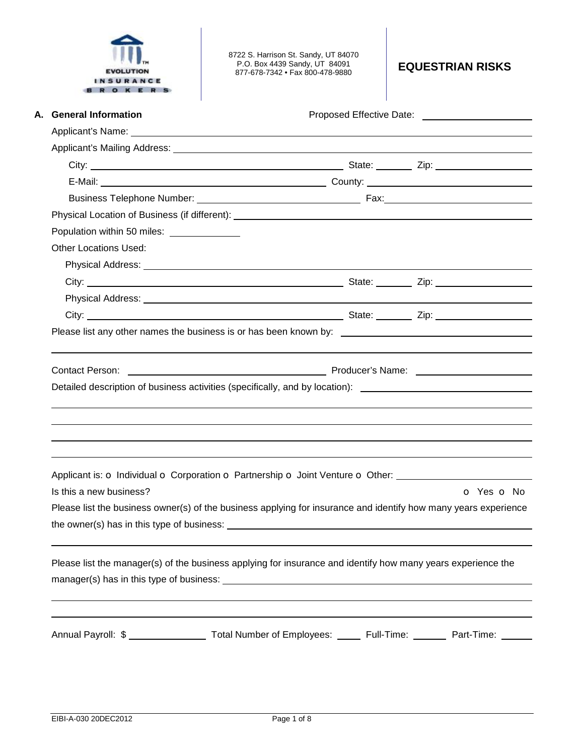EVOLUTION INSURANCE BROKERS

8722 S. Harrison St. Sandy, UT 84070
P.O. Box 4439 Sandy, UT 84091
877-678-7342 • Fax 800-478-9880

# EQUESTRIAN RISKS

## A. General Information

Proposed Effective Date: ____________________

Applicant's Name: ____________________

Applicant's Mailing Address: ____________________

City: ____________________ State: ________ Zip: ____________________

E-Mail: ____________________ County: ____________________

Business Telephone Number: ____________________ Fax: ____________________

Physical Location of Business (if different): ____________________

Population within 50 miles: ______________

Other Locations Used:

Physical Address: ____________________

City: ____________________ State: ________ Zip: ____________________

Physical Address: ____________________

City: ____________________ State: ________ Zip: ____________________

Please list any other names the business is or has been known by: ____________________

Contact Person: ____________________ Producer's Name: ____________________

Detailed description of business activities (specifically, and by location): ____________________

Applicant is: o Individual o Corporation o Partnership o Joint Venture o Other: ____________________

Is this a new business? o Yes o No

Please list the business owner(s) of the business applying for insurance and identify how many years experience the owner(s) has in this type of business: ____________________

Please list the manager(s) of the business applying for insurance and identify how many years experience the manager(s) has in this type of business: ____________________

Annual Payroll: $ ______________ Total Number of Employees: _____ Full-Time: ______ Part-Time: ______

EIBI-A-030 20DEC2012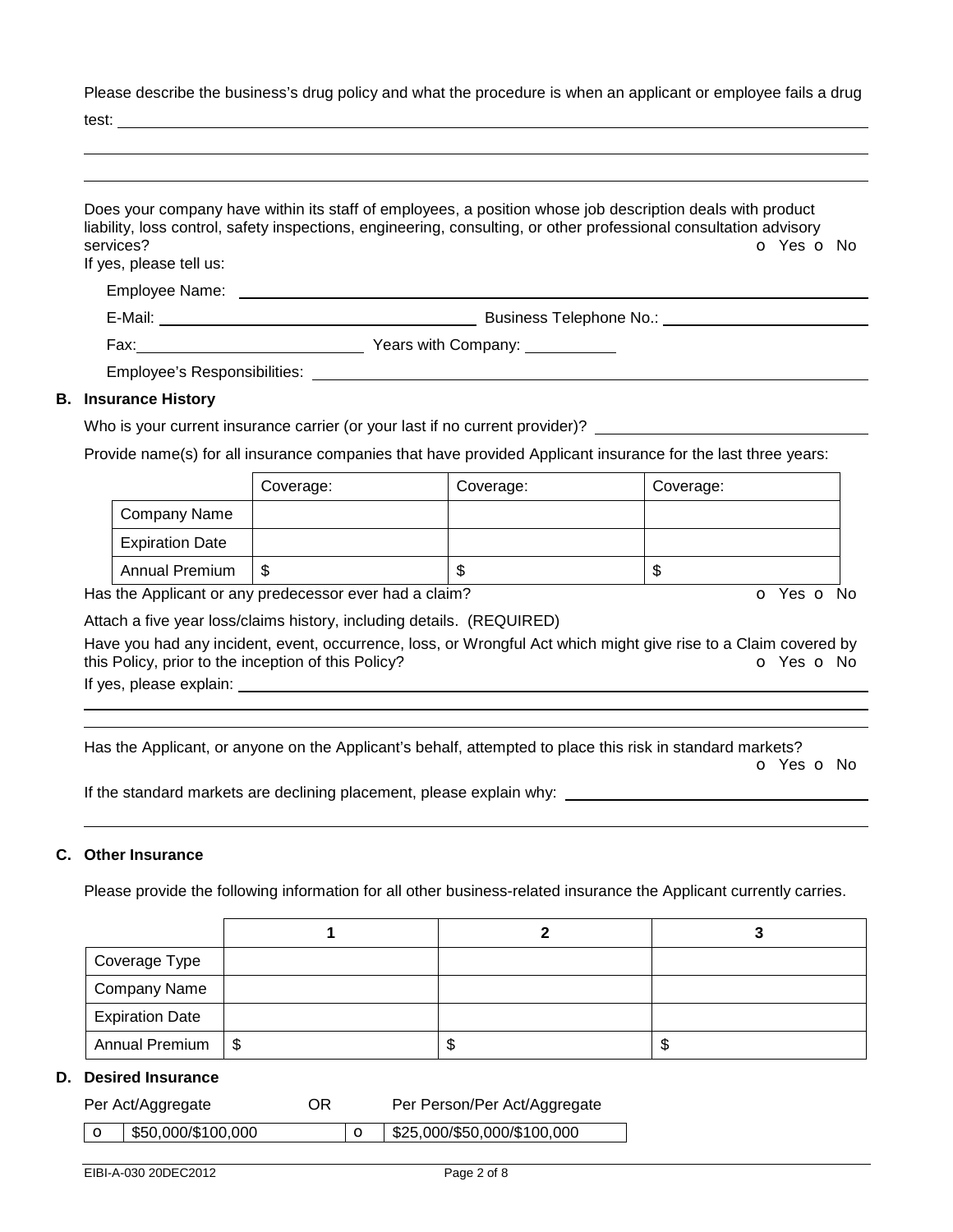Please describe the business's drug policy and what the procedure is when an applicant or employee fails a drug test: ______________________________________________________________________________

______________________________________________________________________________

______________________________________________________________________________

Does your company have within its staff of employees, a position whose job description deals with product liability, loss control, safety inspections, engineering, consulting, or other professional consultation advisory services? o Yes o No

If yes, please tell us:

Employee Name: ______________________________________________________________

E-Mail: ______________________________ Business Telephone No.: ______________________

Fax: ______________________ Years with Company: __________

Employee's Responsibilities: ______________________________________________________

## B. Insurance History

Who is your current insurance carrier (or your last if no current provider)? ____________________

Provide name(s) for all insurance companies that have provided Applicant insurance for the last three years:

| | Coverage: | Coverage: | Coverage: |
|---|---|---|---|
| Company Name | | | |
| Expiration Date | | | |
| Annual Premium | $ | $ | $ |

Has the Applicant or any predecessor ever had a claim? o Yes o No

Attach a five year loss/claims history, including details. (REQUIRED)

Have you had any incident, event, occurrence, loss, or Wrongful Act which might give rise to a Claim covered by this Policy, prior to the inception of this Policy? o Yes o No

If yes, please explain: ______________________________________________________________

______________________________________________________________________________

______________________________________________________________________________

Has the Applicant, or anyone on the Applicant's behalf, attempted to place this risk in standard markets? o Yes o No

If the standard markets are declining placement, please explain why: ______________________

______________________________________________________________________________

## C. Other Insurance

Please provide the following information for all other business-related insurance the Applicant currently carries.

| | 1 | 2 | 3 |
|---|---|---|---|
| Coverage Type | | | |
| Company Name | | | |
| Expiration Date | | | |
| Annual Premium | $ | $ | $ |

## D. Desired Insurance

| Per Act/Aggregate | OR | Per Person/Per Act/Aggregate |
|---|---|---|
| o $50,000/$100,000 | | o $25,000/$50,000/$100,000 |

EIBI-A-030 20DEC2012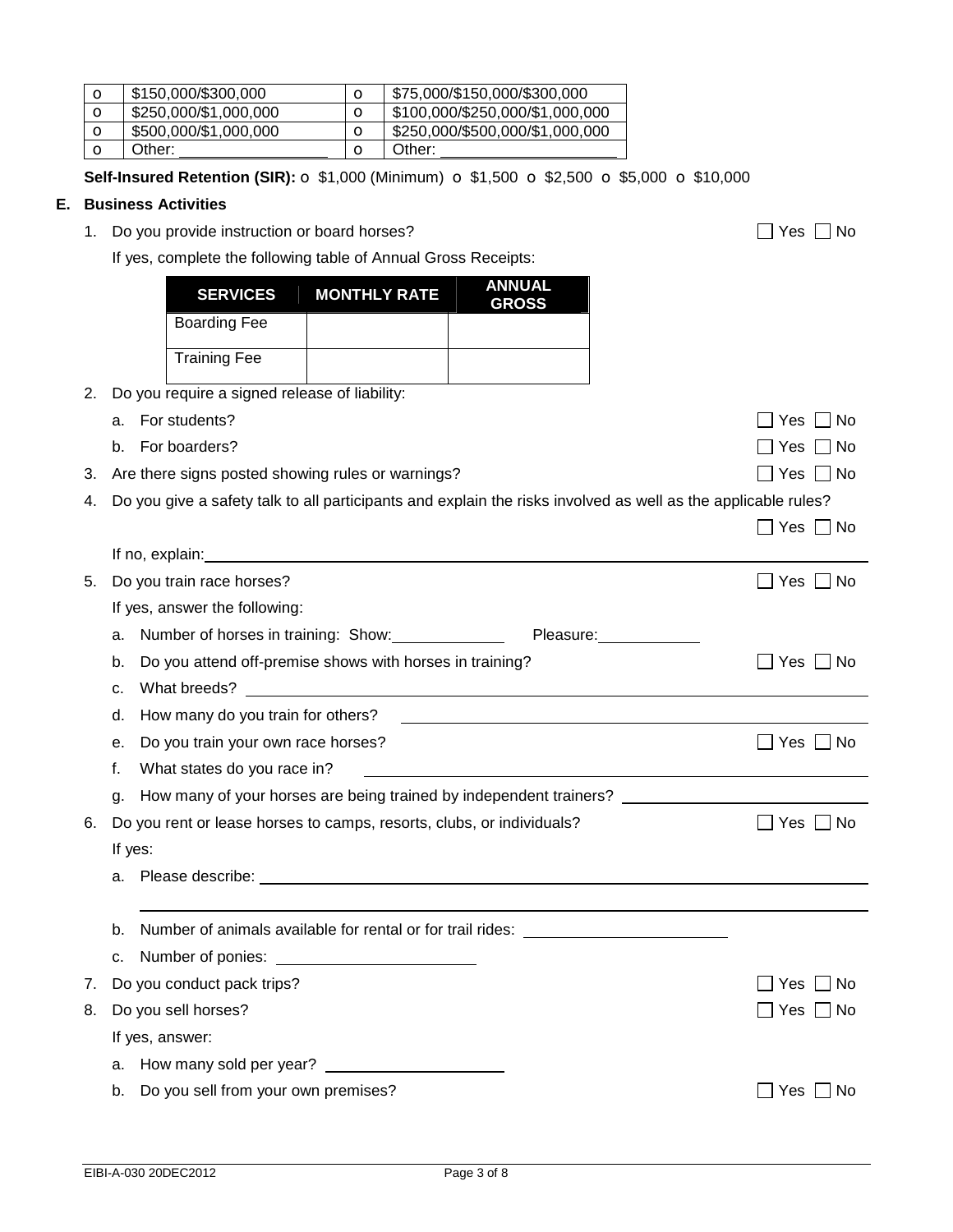| o | $150,000/$300,000 | o | $75,000/$150,000/$300,000 |
|---|---|---|---|
| o | $250,000/$1,000,000 | o | $100,000/$250,000/$1,000,000 |
| o | $500,000/$1,000,000 | o | $250,000/$500,000/$1,000,000 |
| o | Other: ________________ | o | Other: ____________________ |

**Self-Insured Retention (SIR):** o $1,000 (Minimum) o $1,500 o $2,500 o $5,000 o $10,000

## E. Business Activities

1. Do you provide instruction or board horses? ☐ Yes ☐ No

   If yes, complete the following table of Annual Gross Receipts:

| SERVICES | MONTHLY RATE | ANNUAL GROSS |
|---|---|---|
| Boarding Fee | | |
| Training Fee | | |

2. Do you require a signed release of liability:
   a. For students? ☐ Yes ☐ No
   b. For boarders? ☐ Yes ☐ No
3. Are there signs posted showing rules or warnings? ☐ Yes ☐ No
4. Do you give a safety talk to all participants and explain the risks involved as well as the applicable rules? ☐ Yes ☐ No

   If no, explain: ____________________
5. Do you train race horses? ☐ Yes ☐ No

   If yes, answer the following:
   a. Number of horses in training: Show: ____________ Pleasure: ____________
   b. Do you attend off-premise shows with horses in training? ☐ Yes ☐ No
   c. What breeds? ____________________
   d. How many do you train for others? ____________________
   e. Do you train your own race horses? ☐ Yes ☐ No
   f. What states do you race in? ____________________
   g. How many of your horses are being trained by independent trainers? ____________________
6. Do you rent or lease horses to camps, resorts, clubs, or individuals? ☐ Yes ☐ No

   If yes:
   a. Please describe: ____________________
   b. Number of animals available for rental or for trail rides: ____________________
   c. Number of ponies: ____________________
7. Do you conduct pack trips? ☐ Yes ☐ No
8. Do you sell horses? ☐ Yes ☐ No

   If yes, answer:
   a. How many sold per year? ____________________
   b. Do you sell from your own premises? ☐ Yes ☐ No

EIBI-A-030 20DEC2012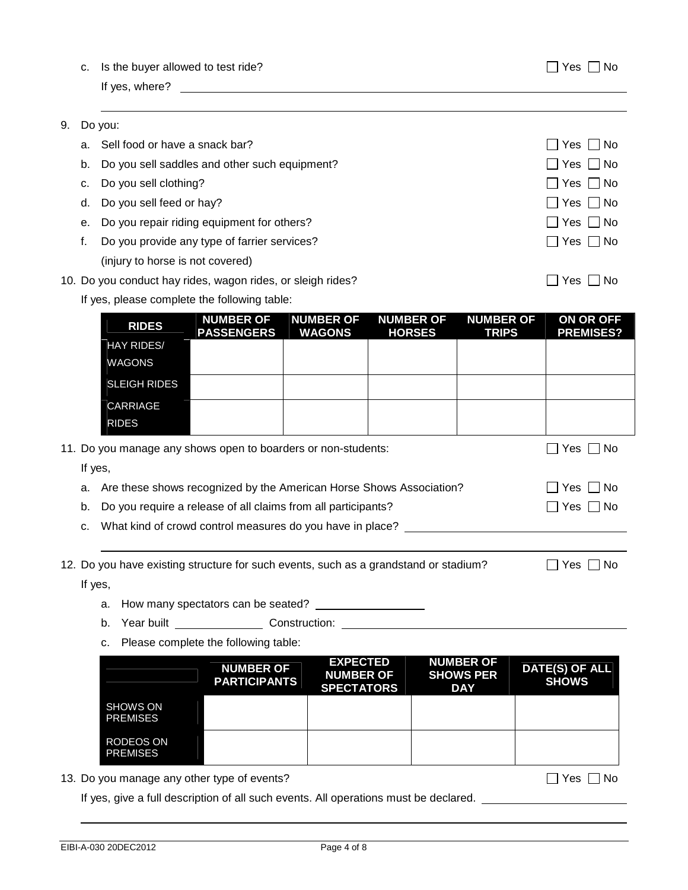c. Is the buyer allowed to test ride? ☐ Yes ☐ No

   If yes, where? ______________________________________________

   ______________________________________________

9. Do you:

   a. Sell food or have a snack bar? ☐ Yes ☐ No

   b. Do you sell saddles and other such equipment? ☐ Yes ☐ No

   c. Do you sell clothing? ☐ Yes ☐ No

   d. Do you sell feed or hay? ☐ Yes ☐ No

   e. Do you repair riding equipment for others? ☐ Yes ☐ No

   f. Do you provide any type of farrier services? ☐ Yes ☐ No

      (injury to horse is not covered)

10. Do you conduct hay rides, wagon rides, or sleigh rides? ☐ Yes ☐ No

    If yes, please complete the following table:

| RIDES | NUMBER OF PASSENGERS | NUMBER OF WAGONS | NUMBER OF HORSES | NUMBER OF TRIPS | ON OR OFF PREMISES? |
|---|---|---|---|---|---|
| HAY RIDES/ WAGONS | | | | | |
| SLEIGH RIDES | | | | | |
| CARRIAGE RIDES | | | | | |

11. Do you manage any shows open to boarders or non-students: ☐ Yes ☐ No

    If yes,

    a. Are these shows recognized by the American Horse Shows Association? ☐ Yes ☐ No

    b. Do you require a release of all claims from all participants? ☐ Yes ☐ No

    c. What kind of crowd control measures do you have in place? ______________________________________________

    ______________________________________________

12. Do you have existing structure for such events, such as a grandstand or stadium? ☐ Yes ☐ No

    If yes,

    a. How many spectators can be seated? ____________________

    b. Year built ________________ Construction: ______________________________________________

    c. Please complete the following table:

| | NUMBER OF PARTICIPANTS | EXPECTED NUMBER OF SPECTATORS | NUMBER OF SHOWS PER DAY | DATE(S) OF ALL SHOWS |
|---|---|---|---|---|
| SHOWS ON PREMISES | | | | |
| RODEOS ON PREMISES | | | | |

13. Do you manage any other type of events? ☐ Yes ☐ No

    If yes, give a full description of all such events. All operations must be declared. ____________________

    ______________________________________________

EIBI-A-030 20DEC2012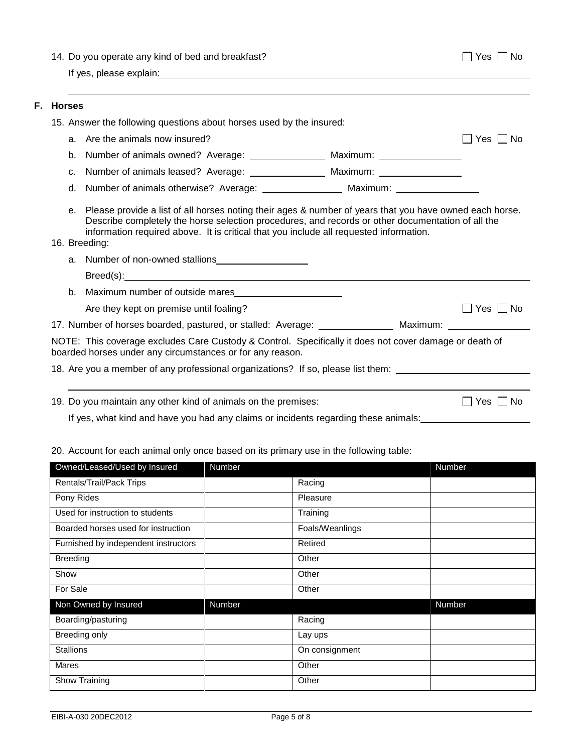14. Do you operate any kind of bed and breakfast? ☐ Yes ☐ No

    If yes, please explain: \_\_\_\_\_\_\_\_\_\_\_\_\_\_\_\_\_\_\_\_\_\_\_\_\_\_\_\_\_\_\_\_\_\_\_\_\_\_\_\_

## F. Horses

15. Answer the following questions about horses used by the insured:

    a. Are the animals now insured? ☐ Yes ☐ No

    b. Number of animals owned? Average: \_\_\_\_\_\_\_\_\_\_\_\_ Maximum: \_\_\_\_\_\_\_\_\_\_\_\_

    c. Number of animals leased? Average: \_\_\_\_\_\_\_\_\_\_\_\_ Maximum: \_\_\_\_\_\_\_\_\_\_\_\_

    d. Number of animals otherwise? Average: \_\_\_\_\_\_\_\_\_\_\_\_ Maximum: \_\_\_\_\_\_\_\_\_\_\_\_

    e. Please provide a list of all horses noting their ages & number of years that you have owned each horse. Describe completely the horse selection procedures, and records or other documentation of all the information required above. It is critical that you include all requested information.

16. Breeding:

    a. Number of non-owned stallions \_\_\_\_\_\_\_\_\_\_\_\_

       Breed(s): \_\_\_\_\_\_\_\_\_\_\_\_\_\_\_\_\_\_\_\_\_\_\_\_\_\_\_\_\_\_\_\_\_\_\_\_\_\_\_\_

    b. Maximum number of outside mares \_\_\_\_\_\_\_\_\_\_\_\_

       Are they kept on premise until foaling? ☐ Yes ☐ No

17. Number of horses boarded, pastured, or stalled: Average: \_\_\_\_\_\_\_\_\_\_\_\_ Maximum: \_\_\_\_\_\_\_\_\_\_\_\_

NOTE: This coverage excludes Care Custody & Control. Specifically it does not cover damage or death of boarded horses under any circumstances or for any reason.

18. Are you a member of any professional organizations? If so, please list them: \_\_\_\_\_\_\_\_\_\_\_\_\_\_\_\_\_\_\_\_\_\_\_\_

19. Do you maintain any other kind of animals on the premises: ☐ Yes ☐ No

    If yes, what kind and have you had any claims or incidents regarding these animals: \_\_\_\_\_\_\_\_\_\_\_\_\_\_\_\_\_\_\_\_\_\_\_\_

20. Account for each animal only once based on its primary use in the following table:

| Owned/Leased/Used by Insured | Number | | Number |
|---|---|---|---|
| Rentals/Trail/Pack Trips | | Racing | |
| Pony Rides | | Pleasure | |
| Used for instruction to students | | Training | |
| Boarded horses used for instruction | | Foals/Weanlings | |
| Furnished by independent instructors | | Retired | |
| Breeding | | Other | |
| Show | | Other | |
| For Sale | | Other | |
| **Non Owned by Insured** | **Number** | | **Number** |
| Boarding/pasturing | | Racing | |
| Breeding only | | Lay ups | |
| Stallions | | On consignment | |
| Mares | | Other | |
| Show Training | | Other | |

EIBI-A-030 20DEC2012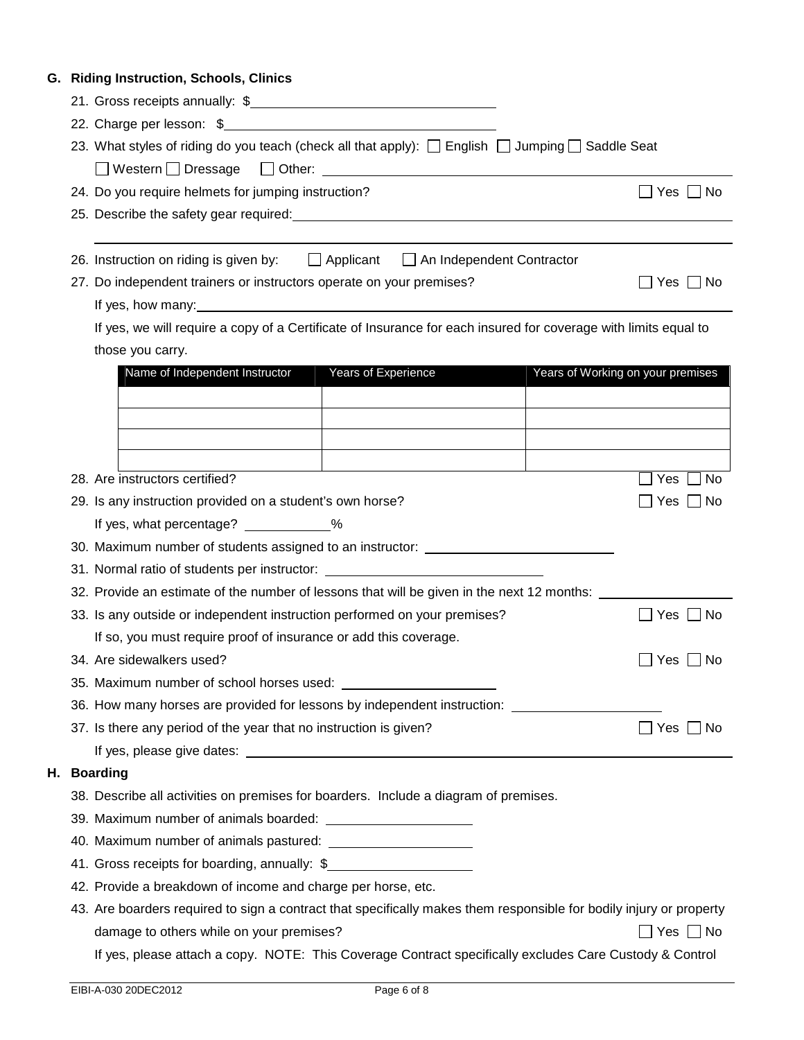## G. Riding Instruction, Schools, Clinics

21. Gross receipts annually: $\_\_\_\_\_\_\_\_\_\_\_\_\_\_\_\_\_\_\_\_\_\_\_\_

22. Charge per lesson: $\_\_\_\_\_\_\_\_\_\_\_\_\_\_\_\_\_\_\_\_\_\_\_\_

23. What styles of riding do you teach (check all that apply): ☐ English ☐ Jumping ☐ Saddle Seat
    ☐ Western ☐ Dressage ☐ Other: \_\_\_\_\_\_\_\_\_\_\_\_\_\_\_\_\_\_\_\_\_\_\_\_

24. Do you require helmets for jumping instruction? ☐ Yes ☐ No

25. Describe the safety gear required: \_\_\_\_\_\_\_\_\_\_\_\_\_\_\_\_\_\_\_\_\_\_\_\_

26. Instruction on riding is given by: ☐ Applicant ☐ An Independent Contractor

27. Do independent trainers or instructors operate on your premises? ☐ Yes ☐ No
    If yes, how many: \_\_\_\_\_\_\_\_\_\_\_\_\_\_\_\_\_\_\_\_\_\_\_\_
    If yes, we will require a copy of a Certificate of Insurance for each insured for coverage with limits equal to those you carry.

| Name of Independent Instructor | Years of Experience | Years of Working on your premises |
|---|---|---|
| | | |
| | | |
| | | |
| | | |

28. Are instructors certified? ☐ Yes ☐ No

29. Is any instruction provided on a student's own horse? ☐ Yes ☐ No
    If yes, what percentage? \_\_\_\_\_\_\_\_\_\_%

30. Maximum number of students assigned to an instructor: \_\_\_\_\_\_\_\_\_\_\_\_\_\_\_\_\_\_\_\_\_\_\_\_

31. Normal ratio of students per instructor: \_\_\_\_\_\_\_\_\_\_\_\_\_\_\_\_\_\_\_\_\_\_\_\_

32. Provide an estimate of the number of lessons that will be given in the next 12 months: \_\_\_\_\_\_\_\_\_\_\_\_

33. Is any outside or independent instruction performed on your premises? ☐ Yes ☐ No
    If so, you must require proof of insurance or add this coverage.

34. Are sidewalkers used? ☐ Yes ☐ No

35. Maximum number of school horses used: \_\_\_\_\_\_\_\_\_\_\_\_\_\_\_\_\_\_\_\_

36. How many horses are provided for lessons by independent instruction: \_\_\_\_\_\_\_\_\_\_\_\_\_\_\_\_\_\_\_\_

37. Is there any period of the year that no instruction is given? ☐ Yes ☐ No
    If yes, please give dates: \_\_\_\_\_\_\_\_\_\_\_\_\_\_\_\_\_\_\_\_\_\_\_\_

## H. Boarding

38. Describe all activities on premises for boarders. Include a diagram of premises.

39. Maximum number of animals boarded: \_\_\_\_\_\_\_\_\_\_\_\_\_\_\_\_\_\_\_\_

40. Maximum number of animals pastured: \_\_\_\_\_\_\_\_\_\_\_\_\_\_\_\_\_\_\_\_

41. Gross receipts for boarding, annually: $\_\_\_\_\_\_\_\_\_\_\_\_\_\_\_\_\_\_\_\_

42. Provide a breakdown of income and charge per horse, etc.

43. Are boarders required to sign a contract that specifically makes them responsible for bodily injury or property damage to others while on your premises? ☐ Yes ☐ No
    If yes, please attach a copy. NOTE: This Coverage Contract specifically excludes Care Custody & Control

EIBI-A-030 20DEC2012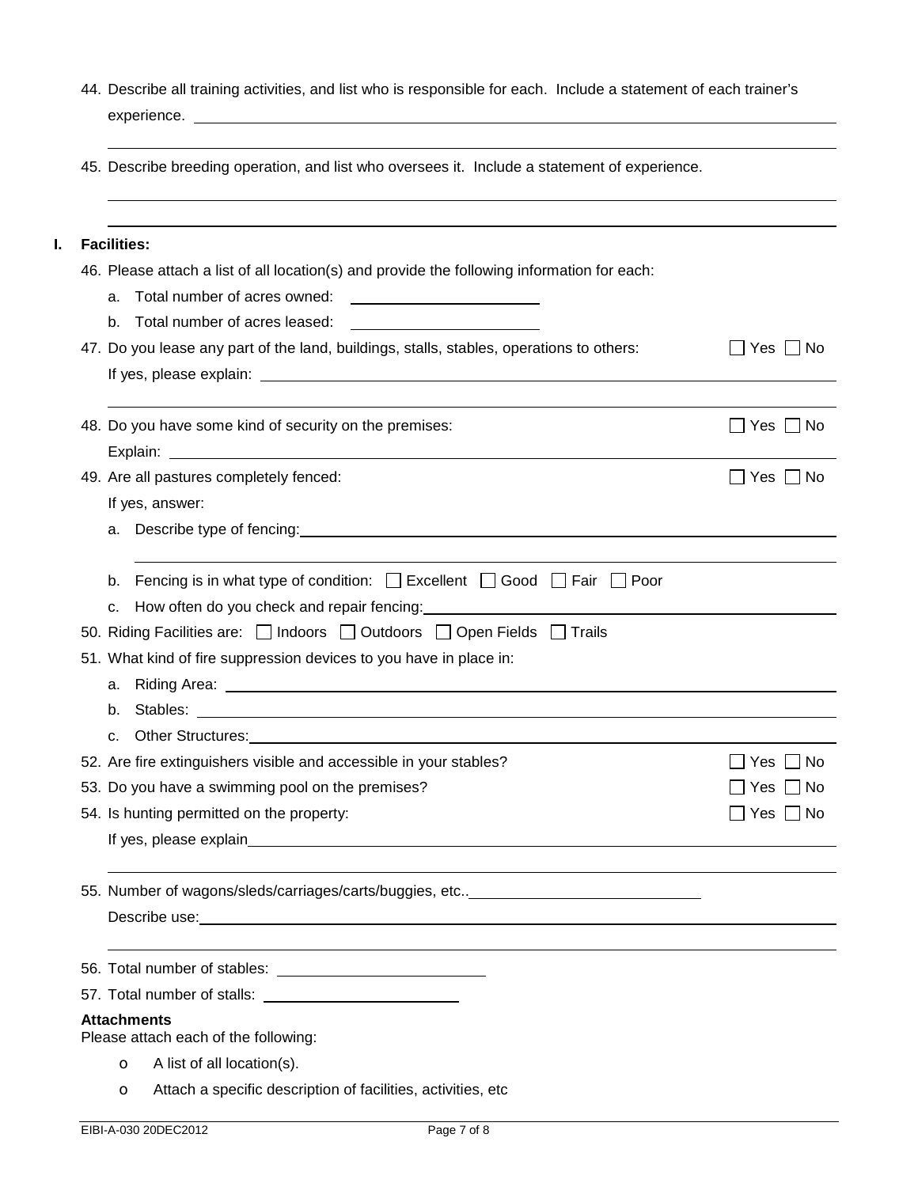44. Describe all training activities, and list who is responsible for each. Include a statement of each trainer's experience. ______________________________________________

______________________________________________

45. Describe breeding operation, and list who oversees it. Include a statement of experience.

______________________________________________

______________________________________________

## I. Facilities:

46. Please attach a list of all location(s) and provide the following information for each:
    a. Total number of acres owned: ____________________
    b. Total number of acres leased: ____________________

47. Do you lease any part of the land, buildings, stalls, stables, operations to others: ☐ Yes ☐ No

    If yes, please explain: ______________________________________________

    ______________________________________________

48. Do you have some kind of security on the premises: ☐ Yes ☐ No

    Explain: ______________________________________________

49. Are all pastures completely fenced: ☐ Yes ☐ No

    If yes, answer:

    a. Describe type of fencing: ______________________________________________

    ______________________________________________

    b. Fencing is in what type of condition: ☐ Excellent ☐ Good ☐ Fair ☐ Poor
    c. How often do you check and repair fencing: ______________________________________________

50. Riding Facilities are: ☐ Indoors ☐ Outdoors ☐ Open Fields ☐ Trails

51. What kind of fire suppression devices to you have in place in:
    a. Riding Area: ______________________________________________
    b. Stables: ______________________________________________
    c. Other Structures: ______________________________________________

52. Are fire extinguishers visible and accessible in your stables? ☐ Yes ☐ No

53. Do you have a swimming pool on the premises? ☐ Yes ☐ No

54. Is hunting permitted on the property: ☐ Yes ☐ No

    If yes, please explain ______________________________________________

    ______________________________________________

55. Number of wagons/sleds/carriages/carts/buggies, etc.. ____________________

    Describe use: ______________________________________________

    ______________________________________________

56. Total number of stables: ____________________

57. Total number of stalls: ____________________

**Attachments**

Please attach each of the following:

- A list of all location(s).
- Attach a specific description of facilities, activities, etc

EIBI-A-030 20DEC2012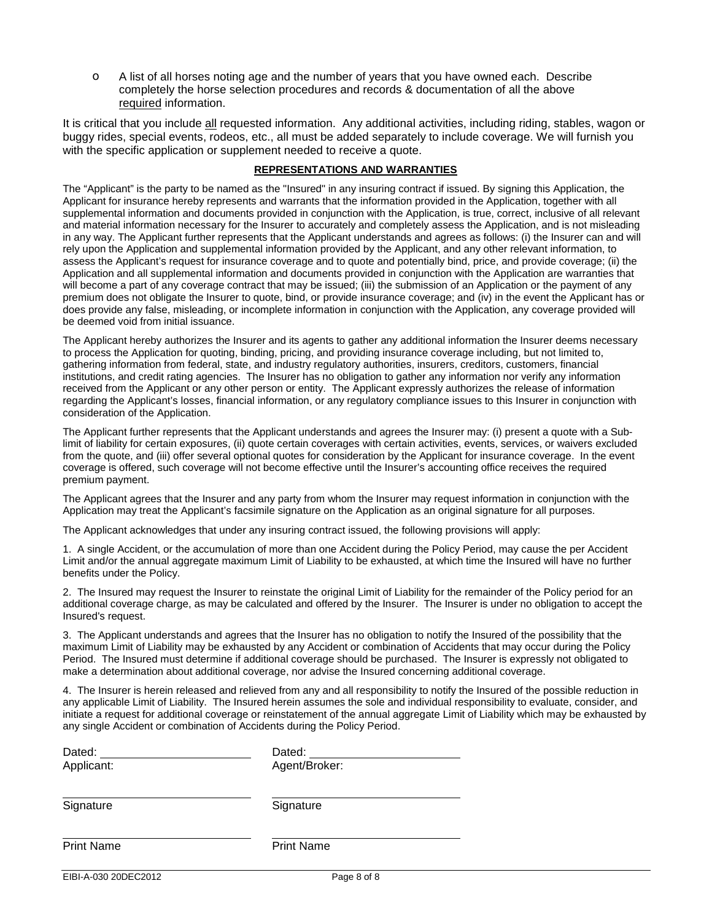- A list of all horses noting age and the number of years that you have owned each. Describe completely the horse selection procedures and records & documentation of all the above required information.

It is critical that you include all requested information. Any additional activities, including riding, stables, wagon or buggy rides, special events, rodeos, etc., all must be added separately to include coverage. We will furnish you with the specific application or supplement needed to receive a quote.

## REPRESENTATIONS AND WARRANTIES

The "Applicant" is the party to be named as the "Insured" in any insuring contract if issued. By signing this Application, the Applicant for insurance hereby represents and warrants that the information provided in the Application, together with all supplemental information and documents provided in conjunction with the Application, is true, correct, inclusive of all relevant and material information necessary for the Insurer to accurately and completely assess the Application, and is not misleading in any way. The Applicant further represents that the Applicant understands and agrees as follows: (i) the Insurer can and will rely upon the Application and supplemental information provided by the Applicant, and any other relevant information, to assess the Applicant's request for insurance coverage and to quote and potentially bind, price, and provide coverage; (ii) the Application and all supplemental information and documents provided in conjunction with the Application are warranties that will become a part of any coverage contract that may be issued; (iii) the submission of an Application or the payment of any premium does not obligate the Insurer to quote, bind, or provide insurance coverage; and (iv) in the event the Applicant has or does provide any false, misleading, or incomplete information in conjunction with the Application, any coverage provided will be deemed void from initial issuance.

The Applicant hereby authorizes the Insurer and its agents to gather any additional information the Insurer deems necessary to process the Application for quoting, binding, pricing, and providing insurance coverage including, but not limited to, gathering information from federal, state, and industry regulatory authorities, insurers, creditors, customers, financial institutions, and credit rating agencies. The Insurer has no obligation to gather any information nor verify any information received from the Applicant or any other person or entity. The Applicant expressly authorizes the release of information regarding the Applicant's losses, financial information, or any regulatory compliance issues to this Insurer in conjunction with consideration of the Application.

The Applicant further represents that the Applicant understands and agrees the Insurer may: (i) present a quote with a Sub-limit of liability for certain exposures, (ii) quote certain coverages with certain activities, events, services, or waivers excluded from the quote, and (iii) offer several optional quotes for consideration by the Applicant for insurance coverage. In the event coverage is offered, such coverage will not become effective until the Insurer's accounting office receives the required premium payment.

The Applicant agrees that the Insurer and any party from whom the Insurer may request information in conjunction with the Application may treat the Applicant's facsimile signature on the Application as an original signature for all purposes.

The Applicant acknowledges that under any insuring contract issued, the following provisions will apply:

1. A single Accident, or the accumulation of more than one Accident during the Policy Period, may cause the per Accident Limit and/or the annual aggregate maximum Limit of Liability to be exhausted, at which time the Insured will have no further benefits under the Policy.

2. The Insured may request the Insurer to reinstate the original Limit of Liability for the remainder of the Policy period for an additional coverage charge, as may be calculated and offered by the Insurer. The Insurer is under no obligation to accept the Insured's request.

3. The Applicant understands and agrees that the Insurer has no obligation to notify the Insured of the possibility that the maximum Limit of Liability may be exhausted by any Accident or combination of Accidents that may occur during the Policy Period. The Insured must determine if additional coverage should be purchased. The Insurer is expressly not obligated to make a determination about additional coverage, nor advise the Insured concerning additional coverage.

4. The Insurer is herein released and relieved from any and all responsibility to notify the Insured of the possible reduction in any applicable Limit of Liability. The Insured herein assumes the sole and individual responsibility to evaluate, consider, and initiate a request for additional coverage or reinstatement of the annual aggregate Limit of Liability which may be exhausted by any single Accident or combination of Accidents during the Policy Period.

| | |
|---|---|
| Dated: ______________________ | Dated: ______________________ |
| Applicant: | Agent/Broker: |
| ______________________ | ______________________ |
| Signature | Signature |
| ______________________ | ______________________ |
| Print Name | Print Name |

EIBI-A-030 20DEC2012